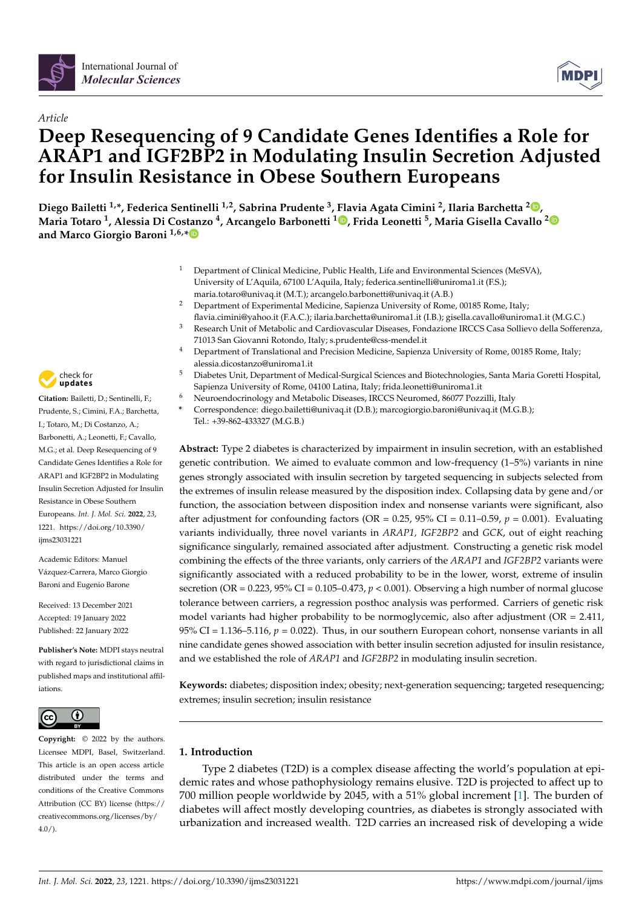Article

# Deep Resequencing of 9 Candidate Genes Identifies a Role for ARAP1 and IGF2BP2 in Modulating Insulin Secretion Adjusted for Insulin Resistance in Obese Southern Europeans

**Diego Bailetti [1,*], Federica Sentinelli [1,2], Sabrina Prudente [3], Flavia Agata Cimini [2], Ilaria Barchetta [2], Maria Totaro [1], Alessia Di Costanzo [4], Arcangelo Barbonetti [1], Frida Leonetti [5], Maria Gisella Cavallo [2] and Marco Giorgio Baroni [1,6,*]**

[1] Department of Clinical Medicine, Public Health, Life and Environmental Sciences (MeSVA), University of L'Aquila, 67100 L'Aquila, Italy; federica.sentinelli@uniroma1.it (F.S.); maria.totaro@univaq.it (M.T.); arcangelo.barbonetti@univaq.it (A.B.)

[2] Department of Experimental Medicine, Sapienza University of Rome, 00185 Rome, Italy; flavia.cimini@yahoo.it (F.A.C.); ilaria.barchetta@uniroma1.it (I.B.); gisella.cavallo@uniroma1.it (M.G.C.)

[3] Research Unit of Metabolic and Cardiovascular Diseases, Fondazione IRCCS Casa Sollievo della Sofferenza, 71013 San Giovanni Rotondo, Italy; s.prudente@css-mendel.it

[4] Department of Translational and Precision Medicine, Sapienza University of Rome, 00185 Rome, Italy; alessia.dicostanzo@uniroma1.it

[5] Diabetes Unit, Department of Medical-Surgical Sciences and Biotechnologies, Santa Maria Goretti Hospital, Sapienza University of Rome, 04100 Latina, Italy; frida.leonetti@uniroma1.it

[6] Neuroendocrinology and Metabolic Diseases, IRCCS Neuromed, 86077 Pozzilli, Italy

[*] Correspondence: diego.bailetti@univaq.it (D.B.); marcogiorgio.baroni@univaq.it (M.G.B.); Tel.: +39-862-433327 (M.G.B.)

**Citation:** Bailetti, D.; Sentinelli, F.; Prudente, S.; Cimini, F.A.; Barchetta, I.; Totaro, M.; Di Costanzo, A.; Barbonetti, A.; Leonetti, F.; Cavallo, M.G.; et al. Deep Resequencing of 9 Candidate Genes Identifies a Role for ARAP1 and IGF2BP2 in Modulating Insulin Secretion Adjusted for Insulin Resistance in Obese Southern Europeans. *Int. J. Mol. Sci.* **2022**, *23*, 1221. https://doi.org/10.3390/ijms23031221

Academic Editors: Manuel Vázquez-Carrera, Marco Giorgio Baroni and Eugenio Barone

Received: 13 December 2021
Accepted: 19 January 2022
Published: 22 January 2022

**Publisher's Note:** MDPI stays neutral with regard to jurisdictional claims in published maps and institutional affiliations.

**Copyright:** © 2022 by the authors. Licensee MDPI, Basel, Switzerland. This article is an open access article distributed under the terms and conditions of the Creative Commons Attribution (CC BY) license (https://creativecommons.org/licenses/by/4.0/).

**Abstract:** Type 2 diabetes is characterized by impairment in insulin secretion, with an established genetic contribution. We aimed to evaluate common and low-frequency (1–5%) variants in nine genes strongly associated with insulin secretion by targeted sequencing in subjects selected from the extremes of insulin release measured by the disposition index. Collapsing data by gene and/or function, the association between disposition index and nonsense variants were significant, also after adjustment for confounding factors (OR = 0.25, 95% CI = 0.11–0.59, $p = 0.001$). Evaluating variants individually, three novel variants in *ARAP1*, *IGF2BP2* and *GCK*, out of eight reaching significance singularly, remained associated after adjustment. Constructing a genetic risk model combining the effects of the three variants, only carriers of the *ARAP1* and *IGF2BP2* variants were significantly associated with a reduced probability to be in the lower, worst, extreme of insulin secretion (OR = 0.223, 95% CI = 0.105–0.473, $p < 0.001$). Observing a high number of normal glucose tolerance between carriers, a regression posthoc analysis was performed. Carriers of genetic risk model variants had higher probability to be normoglycemic, also after adjustment (OR = 2.411, 95% CI = 1.136–5.116, $p = 0.022$). Thus, in our southern European cohort, nonsense variants in all nine candidate genes showed association with better insulin secretion adjusted for insulin resistance, and we established the role of *ARAP1* and *IGF2BP2* in modulating insulin secretion.

**Keywords:** diabetes; disposition index; obesity; next-generation sequencing; targeted resequencing; extremes; insulin secretion; insulin resistance

## 1. Introduction

Type 2 diabetes (T2D) is a complex disease affecting the world's population at epidemic rates and whose pathophysiology remains elusive. T2D is projected to affect up to 700 million people worldwide by 2045, with a 51% global increment [1]. The burden of diabetes will affect mostly developing countries, as diabetes is strongly associated with urbanization and increased wealth. T2D carries an increased risk of developing a wide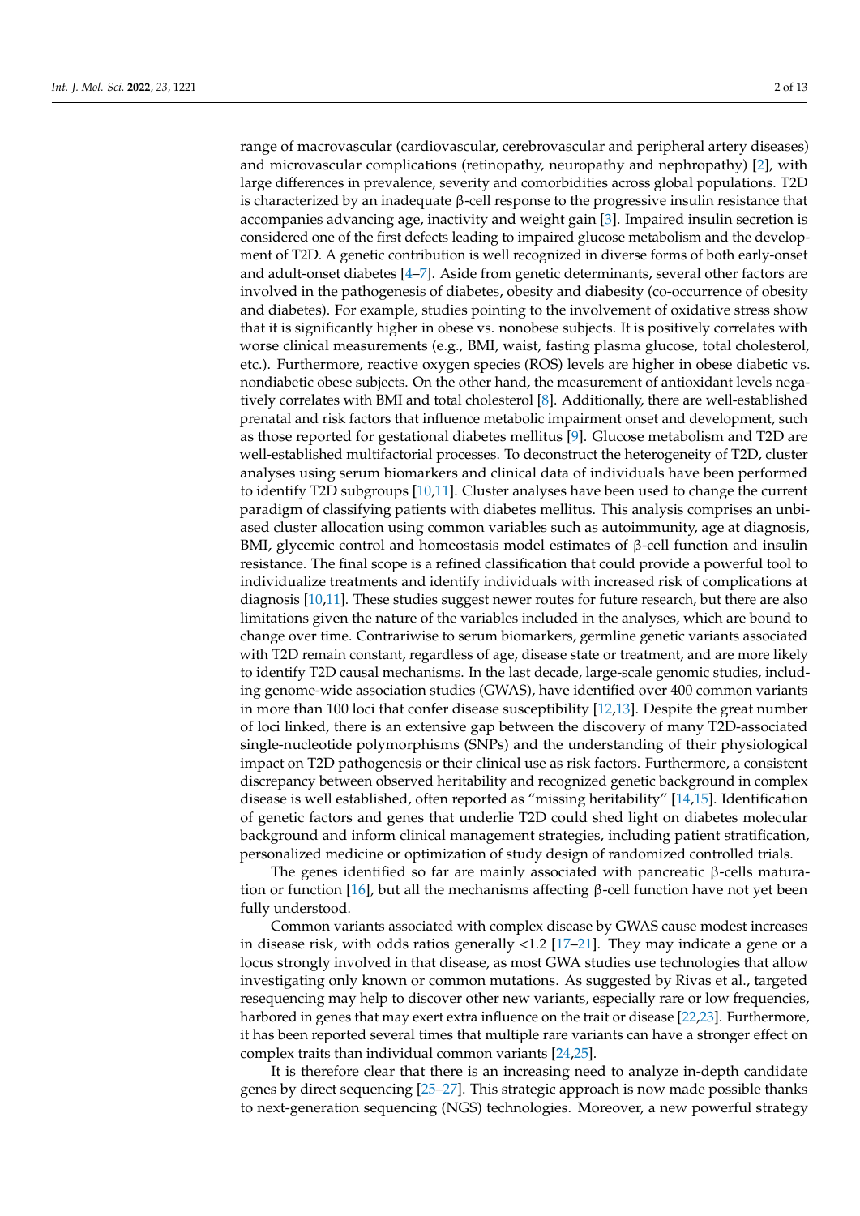range of macrovascular (cardiovascular, cerebrovascular and peripheral artery diseases) and microvascular complications (retinopathy, neuropathy and nephropathy) [2], with large differences in prevalence, severity and comorbidities across global populations. T2D is characterized by an inadequate β-cell response to the progressive insulin resistance that accompanies advancing age, inactivity and weight gain [3]. Impaired insulin secretion is considered one of the first defects leading to impaired glucose metabolism and the development of T2D. A genetic contribution is well recognized in diverse forms of both early-onset and adult-onset diabetes [4–7]. Aside from genetic determinants, several other factors are involved in the pathogenesis of diabetes, obesity and diabesity (co-occurrence of obesity and diabetes). For example, studies pointing to the involvement of oxidative stress show that it is significantly higher in obese vs. nonobese subjects. It is positively correlates with worse clinical measurements (e.g., BMI, waist, fasting plasma glucose, total cholesterol, etc.). Furthermore, reactive oxygen species (ROS) levels are higher in obese diabetic vs. nondiabetic obese subjects. On the other hand, the measurement of antioxidant levels negatively correlates with BMI and total cholesterol [8]. Additionally, there are well-established prenatal and risk factors that influence metabolic impairment onset and development, such as those reported for gestational diabetes mellitus [9]. Glucose metabolism and T2D are well-established multifactorial processes. To deconstruct the heterogeneity of T2D, cluster analyses using serum biomarkers and clinical data of individuals have been performed to identify T2D subgroups [10,11]. Cluster analyses have been used to change the current paradigm of classifying patients with diabetes mellitus. This analysis comprises an unbiased cluster allocation using common variables such as autoimmunity, age at diagnosis, BMI, glycemic control and homeostasis model estimates of β-cell function and insulin resistance. The final scope is a refined classification that could provide a powerful tool to individualize treatments and identify individuals with increased risk of complications at diagnosis [10,11]. These studies suggest newer routes for future research, but there are also limitations given the nature of the variables included in the analyses, which are bound to change over time. Contrariwise to serum biomarkers, germline genetic variants associated with T2D remain constant, regardless of age, disease state or treatment, and are more likely to identify T2D causal mechanisms. In the last decade, large-scale genomic studies, including genome-wide association studies (GWAS), have identified over 400 common variants in more than 100 loci that confer disease susceptibility [12,13]. Despite the great number of loci linked, there is an extensive gap between the discovery of many T2D-associated single-nucleotide polymorphisms (SNPs) and the understanding of their physiological impact on T2D pathogenesis or their clinical use as risk factors. Furthermore, a consistent discrepancy between observed heritability and recognized genetic background in complex disease is well established, often reported as "missing heritability" [14,15]. Identification of genetic factors and genes that underlie T2D could shed light on diabetes molecular background and inform clinical management strategies, including patient stratification, personalized medicine or optimization of study design of randomized controlled trials.

The genes identified so far are mainly associated with pancreatic β-cells maturation or function [16], but all the mechanisms affecting β-cell function have not yet been fully understood.

Common variants associated with complex disease by GWAS cause modest increases in disease risk, with odds ratios generally <1.2 [17–21]. They may indicate a gene or a locus strongly involved in that disease, as most GWA studies use technologies that allow investigating only known or common mutations. As suggested by Rivas et al., targeted resequencing may help to discover other new variants, especially rare or low frequencies, harbored in genes that may exert extra influence on the trait or disease [22,23]. Furthermore, it has been reported several times that multiple rare variants can have a stronger effect on complex traits than individual common variants [24,25].

It is therefore clear that there is an increasing need to analyze in-depth candidate genes by direct sequencing [25–27]. This strategic approach is now made possible thanks to next-generation sequencing (NGS) technologies. Moreover, a new powerful strategy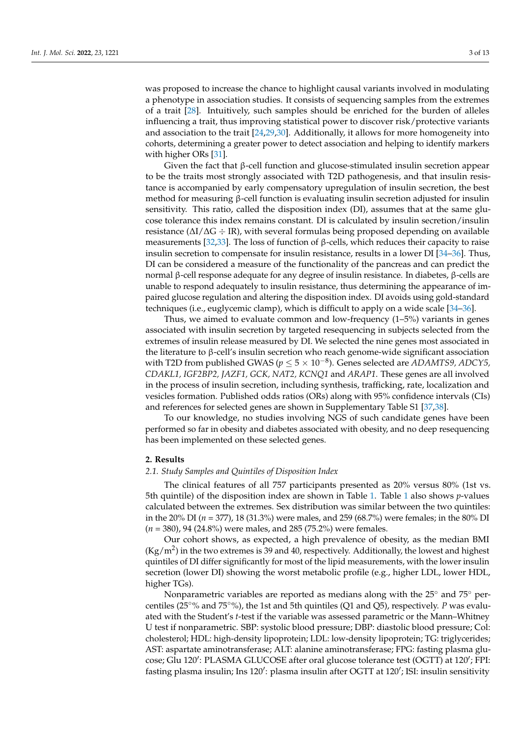was proposed to increase the chance to highlight causal variants involved in modulating a phenotype in association studies. It consists of sequencing samples from the extremes of a trait [28]. Intuitively, such samples should be enriched for the burden of alleles influencing a trait, thus improving statistical power to discover risk/protective variants and association to the trait [24,29,30]. Additionally, it allows for more homogeneity into cohorts, determining a greater power to detect association and helping to identify markers with higher ORs [31].

Given the fact that β-cell function and glucose-stimulated insulin secretion appear to be the traits most strongly associated with T2D pathogenesis, and that insulin resistance is accompanied by early compensatory upregulation of insulin secretion, the best method for measuring β-cell function is evaluating insulin secretion adjusted for insulin sensitivity. This ratio, called the disposition index (DI), assumes that at the same glucose tolerance this index remains constant. DI is calculated by insulin secretion/insulin resistance ($\Delta I/\Delta G \div IR$), with several formulas being proposed depending on available measurements [32,33]. The loss of function of β-cells, which reduces their capacity to raise insulin secretion to compensate for insulin resistance, results in a lower DI [34–36]. Thus, DI can be considered a measure of the functionality of the pancreas and can predict the normal β-cell response adequate for any degree of insulin resistance. In diabetes, β-cells are unable to respond adequately to insulin resistance, thus determining the appearance of impaired glucose regulation and altering the disposition index. DI avoids using gold-standard techniques (i.e., euglycemic clamp), which is difficult to apply on a wide scale [34–36].

Thus, we aimed to evaluate common and low-frequency (1–5%) variants in genes associated with insulin secretion by targeted resequencing in subjects selected from the extremes of insulin release measured by DI. We selected the nine genes most associated in the literature to β-cell's insulin secretion who reach genome-wide significant association with T2D from published GWAS ($p \leq 5 \times 10^{-8}$). Genes selected are *ADAMTS9, ADCY5, CDAKL1, IGF2BP2, JAZF1, GCK, NAT2, KCNQ1* and *ARAP1*. These genes are all involved in the process of insulin secretion, including synthesis, trafficking, rate, localization and vesicles formation. Published odds ratios (ORs) along with 95% confidence intervals (CIs) and references for selected genes are shown in Supplementary Table S1 [37,38].

To our knowledge, no studies involving NGS of such candidate genes have been performed so far in obesity and diabetes associated with obesity, and no deep resequencing has been implemented on these selected genes.

## 2. Results

### 2.1. Study Samples and Quintiles of Disposition Index

The clinical features of all 757 participants presented as 20% versus 80% (1st vs. 5th quintile) of the disposition index are shown in Table 1. Table 1 also shows *p*-values calculated between the extremes. Sex distribution was similar between the two quintiles: in the 20% DI ($n$ = 377), 18 (31.3%) were males, and 259 (68.7%) were females; in the 80% DI ($n$ = 380), 94 (24.8%) were males, and 285 (75.2%) were females.

Our cohort shows, as expected, a high prevalence of obesity, as the median BMI ($Kg/m^2$) in the two extremes is 39 and 40, respectively. Additionally, the lowest and highest quintiles of DI differ significantly for most of the lipid measurements, with the lower insulin secretion (lower DI) showing the worst metabolic profile (e.g., higher LDL, lower HDL, higher TGs).

Nonparametric variables are reported as medians along with the 25° and 75° percentiles (25°% and 75°%), the 1st and 5th quintiles (Q1 and Q5), respectively. *P* was evaluated with the Student's *t*-test if the variable was assessed parametric or the Mann–Whitney U test if nonparametric. SBP: systolic blood pressure; DBP: diastolic blood pressure; Col: cholesterol; HDL: high-density lipoprotein; LDL: low-density lipoprotein; TG: triglycerides; AST: aspartate aminotransferase; ALT: alanine aminotransferase; FPG: fasting plasma glucose; Glu 120′: PLASMA GLUCOSE after oral glucose tolerance test (OGTT) at 120′; FPI: fasting plasma insulin; Ins 120′: plasma insulin after OGTT at 120′; ISI: insulin sensitivity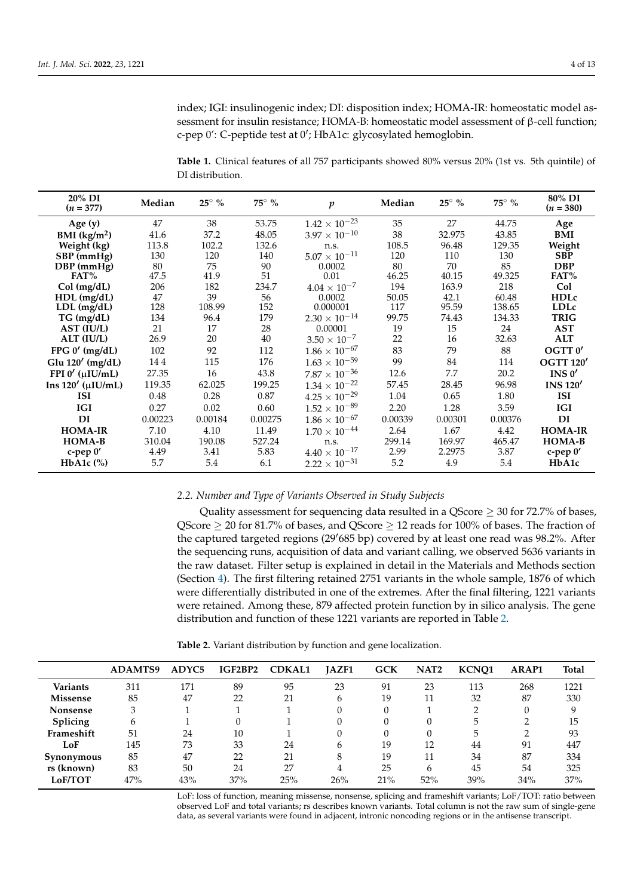index; IGI: insulinogenic index; DI: disposition index; HOMA-IR: homeostatic model assessment for insulin resistance; HOMA-B: homeostatic model assessment of β-cell function; c-pep 0′: C-peptide test at 0′; HbA1c: glycosylated hemoglobin.

**Table 1.** Clinical features of all 757 participants showed 80% versus 20% (1st vs. 5th quintile) of DI distribution.

| 20% DI ($n$ = 377) | Median | 25° % | 75° % | $p$ | Median | 25° % | 75° % | 80% DI ($n$ = 380) |
|---|---|---|---|---|---|---|---|---|
| **Age (y)** | 47 | 38 | 53.75 | $1.42 \times 10^{-23}$ | 35 | 27 | 44.75 | **Age** |
| **BMI (kg/m$^2$)** | 41.6 | 37.2 | 48.05 | $3.97 \times 10^{-10}$ | 38 | 32.975 | 43.85 | **BMI** |
| **Weight (kg)** | 113.8 | 102.2 | 132.6 | n.s. | 108.5 | 96.48 | 129.35 | **Weight** |
| **SBP (mmHg)** | 130 | 120 | 140 | $5.07 \times 10^{-11}$ | 120 | 110 | 130 | **SBP** |
| **DBP (mmHg)** | 80 | 75 | 90 | 0.0002 | 80 | 70 | 85 | **DBP** |
| **FAT%** | 47.5 | 41.9 | 51 | 0.01 | 46.25 | 40.15 | 49.325 | **FAT%** |
| **Col (mg/dL)** | 206 | 182 | 234.7 | $4.04 \times 10^{-7}$ | 194 | 163.9 | 218 | **Col** |
| **HDL (mg/dL)** | 47 | 39 | 56 | 0.0002 | 50.05 | 42.1 | 60.48 | **HDLc** |
| **LDL (mg/dL)** | 128 | 108.99 | 152 | 0.000001 | 117 | 95.59 | 138.65 | **LDLc** |
| **TG (mg/dL)** | 134 | 96.4 | 179 | $2.30 \times 10^{-14}$ | 99.75 | 74.43 | 134.33 | **TRIG** |
| **AST (IU/L)** | 21 | 17 | 28 | 0.00001 | 19 | 15 | 24 | **AST** |
| **ALT (IU/L)** | 26.9 | 20 | 40 | $3.50 \times 10^{-7}$ | 22 | 16 | 32.63 | **ALT** |
| **FPG 0′ (mg/dL)** | 102 | 92 | 112 | $1.86 \times 10^{-67}$ | 83 | 79 | 88 | **OGTT 0′** |
| **Glu 120′ (mg/dL)** | 144 | 115 | 176 | $1.63 \times 10^{-59}$ | 99 | 84 | 114 | **OGTT 120′** |
| **FPI 0′ (μIU/mL)** | 27.35 | 16 | 43.8 | $7.87 \times 10^{-36}$ | 12.6 | 7.7 | 20.2 | **INS 0′** |
| **Ins 120′ (μIU/mL)** | 119.35 | 62.025 | 199.25 | $1.34 \times 10^{-22}$ | 57.45 | 28.45 | 96.98 | **INS 120′** |
| **ISI** | 0.48 | 0.28 | 0.87 | $4.25 \times 10^{-29}$ | 1.04 | 0.65 | 1.80 | **ISI** |
| **IGI** | 0.27 | 0.02 | 0.60 | $1.52 \times 10^{-89}$ | 2.20 | 1.28 | 3.59 | **IGI** |
| **DI** | 0.00223 | 0.00184 | 0.00275 | $1.86 \times 10^{-67}$ | 0.00339 | 0.00301 | 0.00376 | **DI** |
| **HOMA-IR** | 7.10 | 4.10 | 11.49 | $1.70 \times 10^{-44}$ | 2.64 | 1.67 | 4.42 | **HOMA-IR** |
| **HOMA-B** | 310.04 | 190.08 | 527.24 | n.s. | 299.14 | 169.97 | 465.47 | **HOMA-B** |
| **c-pep 0′** | 4.49 | 3.41 | 5.83 | $4.40 \times 10^{-17}$ | 2.99 | 2.2975 | 3.87 | **c-pep 0′** |
| **HbA1c (%)** | 5.7 | 5.4 | 6.1 | $2.22 \times 10^{-31}$ | 5.2 | 4.9 | 5.4 | **HbA1c** |

### 2.2. Number and Type of Variants Observed in Study Subjects

Quality assessment for sequencing data resulted in a QScore ≥ 30 for 72.7% of bases, QScore ≥ 20 for 81.7% of bases, and QScore ≥ 12 reads for 100% of bases. The fraction of the captured targeted regions (29′685 bp) covered by at least one read was 98.2%. After the sequencing runs, acquisition of data and variant calling, we observed 5636 variants in the raw dataset. Filter setup is explained in detail in the Materials and Methods section (Section 4). The first filtering retained 2751 variants in the whole sample, 1876 of which were differentially distributed in one of the extremes. After the final filtering, 1221 variants were retained. Among these, 879 affected protein function by in silico analysis. The gene distribution and function of these 1221 variants are reported in Table 2.

**Table 2.** Variant distribution by function and gene localization.

| | ADAMTS9 | ADYC5 | IGF2BP2 | CDKAL1 | JAZF1 | GCK | NAT2 | KCNQ1 | ARAP1 | Total |
|---|---|---|---|---|---|---|---|---|---|---|
| **Variants** | 311 | 171 | 89 | 95 | 23 | 91 | 23 | 113 | 268 | 1221 |
| **Missense** | 85 | 47 | 22 | 21 | 6 | 19 | 11 | 32 | 87 | 330 |
| **Nonsense** | 3 | 1 | 1 | 1 | 0 | 0 | 1 | 2 | 0 | 9 |
| **Splicing** | 6 | 1 | 0 | 1 | 0 | 0 | 0 | 5 | 2 | 15 |
| **Frameshift** | 51 | 24 | 10 | 1 | 0 | 0 | 0 | 5 | 2 | 93 |
| **LoF** | 145 | 73 | 33 | 24 | 6 | 19 | 12 | 44 | 91 | 447 |
| **Synonymous** | 85 | 47 | 22 | 21 | 8 | 19 | 11 | 34 | 87 | 334 |
| **rs (known)** | 83 | 50 | 24 | 27 | 4 | 25 | 6 | 45 | 54 | 325 |
| **LoF/TOT** | 47% | 43% | 37% | 25% | 26% | 21% | 52% | 39% | 34% | 37% |

LoF: loss of function, meaning missense, nonsense, splicing and frameshift variants; LoF/TOT: ratio between observed LoF and total variants; rs describes known variants. Total column is not the raw sum of single-gene data, as several variants were found in adjacent, intronic noncoding regions or in the antisense transcript.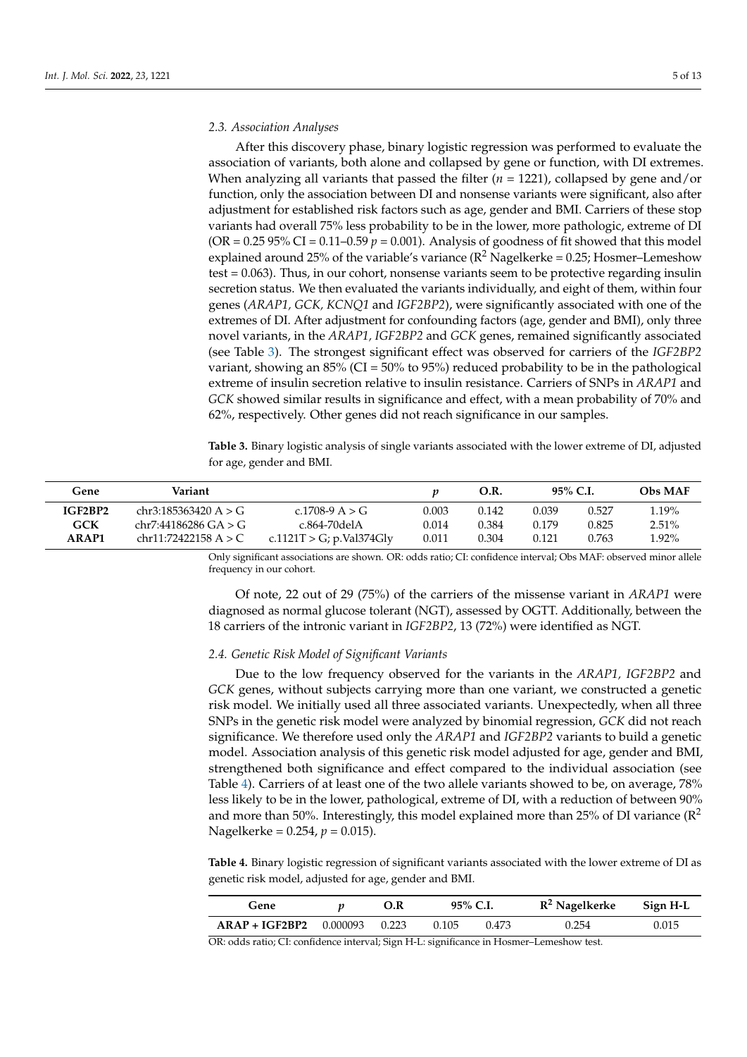### 2.3. Association Analyses

After this discovery phase, binary logistic regression was performed to evaluate the association of variants, both alone and collapsed by gene or function, with DI extremes. When analyzing all variants that passed the filter ($n$ = 1221), collapsed by gene and/or function, only the association between DI and nonsense variants were significant, also after adjustment for established risk factors such as age, gender and BMI. Carriers of these stop variants had overall 75% less probability to be in the lower, more pathologic, extreme of DI (OR = 0.25 95% CI = 0.11–0.59 $p$ = 0.001). Analysis of goodness of fit showed that this model explained around 25% of the variable's variance ($R^2$ Nagelkerke = 0.25; Hosmer–Lemeshow test = 0.063). Thus, in our cohort, nonsense variants seem to be protective regarding insulin secretion status. We then evaluated the variants individually, and eight of them, within four genes (*ARAP1, GCK, KCNQ1* and *IGF2BP2*), were significantly associated with one of the extremes of DI. After adjustment for confounding factors (age, gender and BMI), only three novel variants, in the *ARAP1, IGF2BP2* and *GCK* genes, remained significantly associated (see Table 3). The strongest significant effect was observed for carriers of the *IGF2BP2* variant, showing an 85% (CI = 50% to 95%) reduced probability to be in the pathological extreme of insulin secretion relative to insulin resistance. Carriers of SNPs in *ARAP1* and *GCK* showed similar results in significance and effect, with a mean probability of 70% and 62%, respectively. Other genes did not reach significance in our samples.

**Table 3.** Binary logistic analysis of single variants associated with the lower extreme of DI, adjusted for age, gender and BMI.

| Gene | Variant | | $p$ | O.R. | 95% C.I. | | Obs MAF |
|---|---|---|---|---|---|---|---|
| **IGF2BP2** | chr3:185363420 A > G | c.1708-9 A > G | 0.003 | 0.142 | 0.039 | 0.527 | 1.19% |
| **GCK** | chr7:44186286 GA > G | c.864-70delA | 0.014 | 0.384 | 0.179 | 0.825 | 2.51% |
| **ARAP1** | chr11:72422158 A > C | c.1121T > G; p.Val374Gly | 0.011 | 0.304 | 0.121 | 0.763 | 1.92% |

Only significant associations are shown. OR: odds ratio; CI: confidence interval; Obs MAF: observed minor allele frequency in our cohort.

Of note, 22 out of 29 (75%) of the carriers of the missense variant in *ARAP1* were diagnosed as normal glucose tolerant (NGT), assessed by OGTT. Additionally, between the 18 carriers of the intronic variant in *IGF2BP2*, 13 (72%) were identified as NGT.

### 2.4. Genetic Risk Model of Significant Variants

Due to the low frequency observed for the variants in the *ARAP1, IGF2BP2* and *GCK* genes, without subjects carrying more than one variant, we constructed a genetic risk model. We initially used all three associated variants. Unexpectedly, when all three SNPs in the genetic risk model were analyzed by binomial regression, *GCK* did not reach significance. We therefore used only the *ARAP1* and *IGF2BP2* variants to build a genetic model. Association analysis of this genetic risk model adjusted for age, gender and BMI, strengthened both significance and effect compared to the individual association (see Table 4). Carriers of at least one of the two allele variants showed to be, on average, 78% less likely to be in the lower, pathological, extreme of DI, with a reduction of between 90% and more than 50%. Interestingly, this model explained more than 25% of DI variance ($R^2$ Nagelkerke = 0.254, $p$ = 0.015).

**Table 4.** Binary logistic regression of significant variants associated with the lower extreme of DI as genetic risk model, adjusted for age, gender and BMI.

| Gene | $p$ | O.R | 95% C.I. | | $R^2$ Nagelkerke | Sign H-L |
|---|---|---|---|---|---|---|
| **ARAP + IGF2BP2** | 0.000093 | 0.223 | 0.105 | 0.473 | 0.254 | 0.015 |

OR: odds ratio; CI: confidence interval; Sign H-L: significance in Hosmer–Lemeshow test.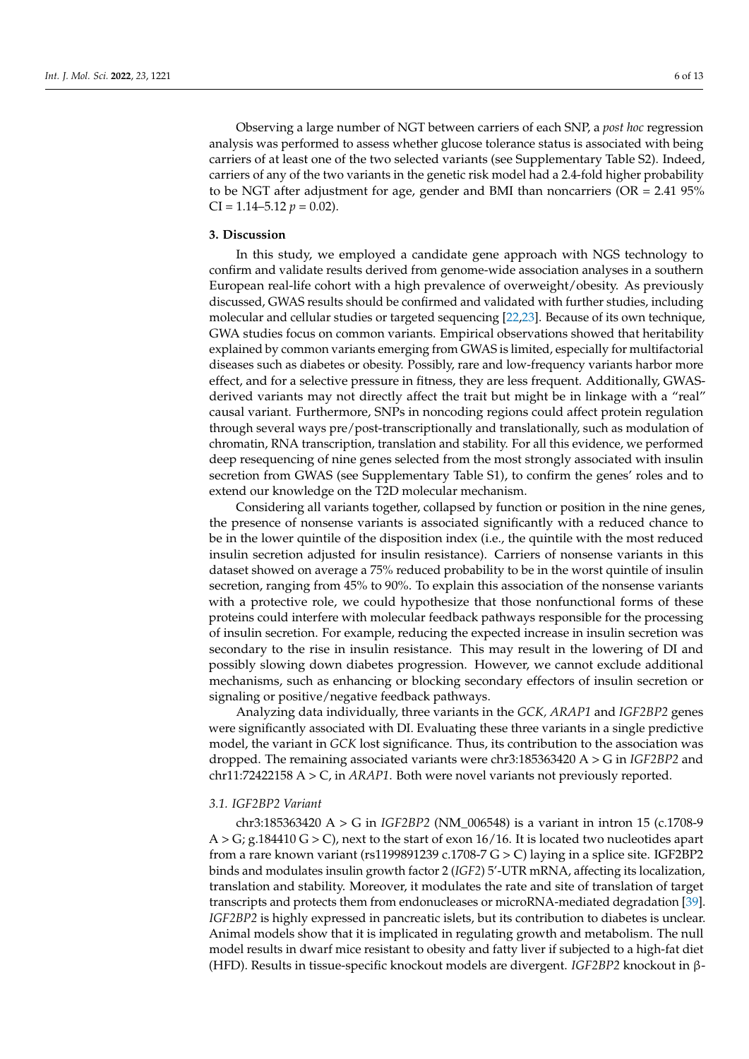Observing a large number of NGT between carriers of each SNP, a *post hoc* regression analysis was performed to assess whether glucose tolerance status is associated with being carriers of at least one of the two selected variants (see Supplementary Table S2). Indeed, carriers of any of the two variants in the genetic risk model had a 2.4-fold higher probability to be NGT after adjustment for age, gender and BMI than noncarriers (OR = 2.41 95% CI = 1.14–5.12 $p = 0.02$).

## 3. Discussion

In this study, we employed a candidate gene approach with NGS technology to confirm and validate results derived from genome-wide association analyses in a southern European real-life cohort with a high prevalence of overweight/obesity. As previously discussed, GWAS results should be confirmed and validated with further studies, including molecular and cellular studies or targeted sequencing [22,23]. Because of its own technique, GWA studies focus on common variants. Empirical observations showed that heritability explained by common variants emerging from GWAS is limited, especially for multifactorial diseases such as diabetes or obesity. Possibly, rare and low-frequency variants harbor more effect, and for a selective pressure in fitness, they are less frequent. Additionally, GWAS-derived variants may not directly affect the trait but might be in linkage with a "real" causal variant. Furthermore, SNPs in noncoding regions could affect protein regulation through several ways pre/post-transcriptionally and translationally, such as modulation of chromatin, RNA transcription, translation and stability. For all this evidence, we performed deep resequencing of nine genes selected from the most strongly associated with insulin secretion from GWAS (see Supplementary Table S1), to confirm the genes' roles and to extend our knowledge on the T2D molecular mechanism.

Considering all variants together, collapsed by function or position in the nine genes, the presence of nonsense variants is associated significantly with a reduced chance to be in the lower quintile of the disposition index (i.e., the quintile with the most reduced insulin secretion adjusted for insulin resistance). Carriers of nonsense variants in this dataset showed on average a 75% reduced probability to be in the worst quintile of insulin secretion, ranging from 45% to 90%. To explain this association of the nonsense variants with a protective role, we could hypothesize that those nonfunctional forms of these proteins could interfere with molecular feedback pathways responsible for the processing of insulin secretion. For example, reducing the expected increase in insulin secretion was secondary to the rise in insulin resistance. This may result in the lowering of DI and possibly slowing down diabetes progression. However, we cannot exclude additional mechanisms, such as enhancing or blocking secondary effectors of insulin secretion or signaling or positive/negative feedback pathways.

Analyzing data individually, three variants in the *GCK, ARAP1* and *IGF2BP2* genes were significantly associated with DI. Evaluating these three variants in a single predictive model, the variant in *GCK* lost significance. Thus, its contribution to the association was dropped. The remaining associated variants were chr3:185363420 A > G in *IGF2BP2* and chr11:72422158 A > C, in *ARAP1*. Both were novel variants not previously reported.

### 3.1. IGF2BP2 Variant

chr3:185363420 A > G in *IGF2BP2* (NM_006548) is a variant in intron 15 (c.1708-9 A > G; g.184410 G > C), next to the start of exon 16/16. It is located two nucleotides apart from a rare known variant (rs1199891239 c.1708-7 G > C) laying in a splice site. IGF2BP2 binds and modulates insulin growth factor 2 (*IGF2*) 5′-UTR mRNA, affecting its localization, translation and stability. Moreover, it modulates the rate and site of translation of target transcripts and protects them from endonucleases or microRNA-mediated degradation [39]. *IGF2BP2* is highly expressed in pancreatic islets, but its contribution to diabetes is unclear. Animal models show that it is implicated in regulating growth and metabolism. The null model results in dwarf mice resistant to obesity and fatty liver if subjected to a high-fat diet (HFD). Results in tissue-specific knockout models are divergent. *IGF2BP2* knockout in β-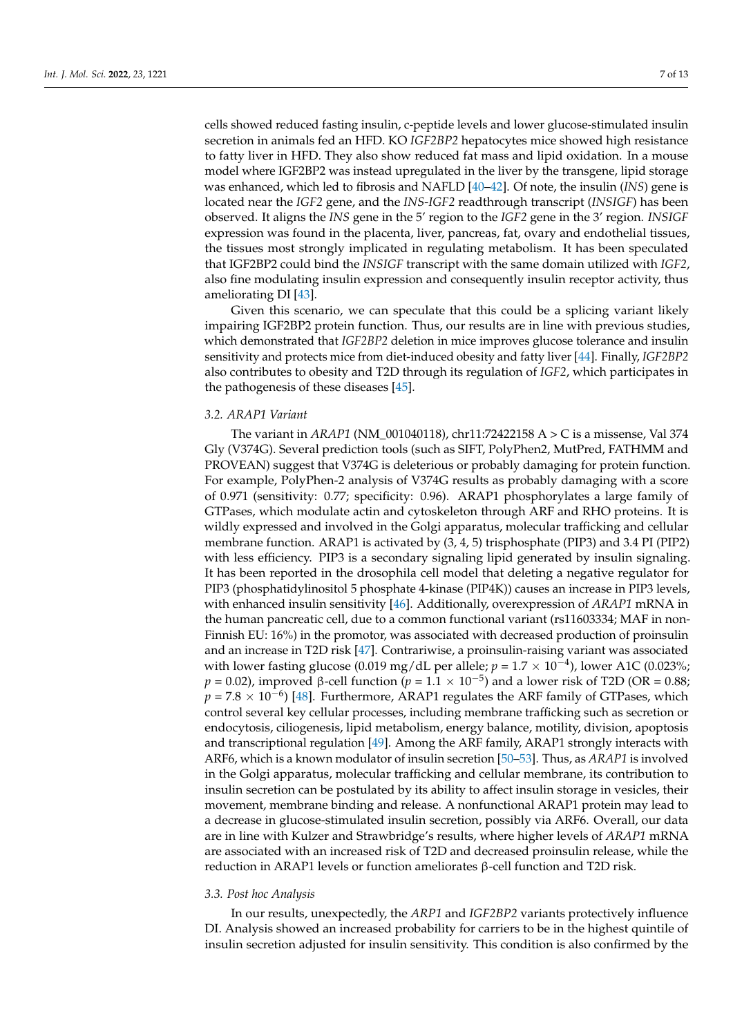cells showed reduced fasting insulin, c-peptide levels and lower glucose-stimulated insulin secretion in animals fed an HFD. KO *IGF2BP2* hepatocytes mice showed high resistance to fatty liver in HFD. They also show reduced fat mass and lipid oxidation. In a mouse model where IGF2BP2 was instead upregulated in the liver by the transgene, lipid storage was enhanced, which led to fibrosis and NAFLD [40–42]. Of note, the insulin (*INS*) gene is located near the *IGF2* gene, and the *INS-IGF2* readthrough transcript (*INSIGF*) has been observed. It aligns the *INS* gene in the 5′ region to the *IGF2* gene in the 3′ region. *INSIGF* expression was found in the placenta, liver, pancreas, fat, ovary and endothelial tissues, the tissues most strongly implicated in regulating metabolism. It has been speculated that IGF2BP2 could bind the *INSIGF* transcript with the same domain utilized with *IGF2*, also fine modulating insulin expression and consequently insulin receptor activity, thus ameliorating DI [43].

Given this scenario, we can speculate that this could be a splicing variant likely impairing IGF2BP2 protein function. Thus, our results are in line with previous studies, which demonstrated that *IGF2BP2* deletion in mice improves glucose tolerance and insulin sensitivity and protects mice from diet-induced obesity and fatty liver [44]. Finally, *IGF2BP2* also contributes to obesity and T2D through its regulation of *IGF2*, which participates in the pathogenesis of these diseases [45].

### 3.2. ARAP1 Variant

The variant in *ARAP1* (NM_001040118), chr11:72422158 A > C is a missense, Val 374 Gly (V374G). Several prediction tools (such as SIFT, PolyPhen2, MutPred, FATHMM and PROVEAN) suggest that V374G is deleterious or probably damaging for protein function. For example, PolyPhen-2 analysis of V374G results as probably damaging with a score of 0.971 (sensitivity: 0.77; specificity: 0.96). ARAP1 phosphorylates a large family of GTPases, which modulate actin and cytoskeleton through ARF and RHO proteins. It is wildly expressed and involved in the Golgi apparatus, molecular trafficking and cellular membrane function. ARAP1 is activated by (3, 4, 5) trisphosphate (PIP3) and 3.4 PI (PIP2) with less efficiency. PIP3 is a secondary signaling lipid generated by insulin signaling. It has been reported in the drosophila cell model that deleting a negative regulator for PIP3 (phosphatidylinositol 5 phosphate 4-kinase (PIP4K)) causes an increase in PIP3 levels, with enhanced insulin sensitivity [46]. Additionally, overexpression of *ARAP1* mRNA in the human pancreatic cell, due to a common functional variant (rs11603334; MAF in non-Finnish EU: 16%) in the promotor, was associated with decreased production of proinsulin and an increase in T2D risk [47]. Contrariwise, a proinsulin-raising variant was associated with lower fasting glucose (0.019 mg/dL per allele; $p = 1.7 \times 10^{-4}$), lower A1C (0.023%; $p = 0.02$), improved β-cell function ($p = 1.1 \times 10^{-5}$) and a lower risk of T2D (OR = 0.88; $p = 7.8 \times 10^{-6}$) [48]. Furthermore, ARAP1 regulates the ARF family of GTPases, which control several key cellular processes, including membrane trafficking such as secretion or endocytosis, ciliogenesis, lipid metabolism, energy balance, motility, division, apoptosis and transcriptional regulation [49]. Among the ARF family, ARAP1 strongly interacts with ARF6, which is a known modulator of insulin secretion [50–53]. Thus, as *ARAP1* is involved in the Golgi apparatus, molecular trafficking and cellular membrane, its contribution to insulin secretion can be postulated by its ability to affect insulin storage in vesicles, their movement, membrane binding and release. A nonfunctional ARAP1 protein may lead to a decrease in glucose-stimulated insulin secretion, possibly via ARF6. Overall, our data are in line with Kulzer and Strawbridge's results, where higher levels of *ARAP1* mRNA are associated with an increased risk of T2D and decreased proinsulin release, while the reduction in ARAP1 levels or function ameliorates β-cell function and T2D risk.

### 3.3. Post hoc Analysis

In our results, unexpectedly, the *ARP1* and *IGF2BP2* variants protectively influence DI. Analysis showed an increased probability for carriers to be in the highest quintile of insulin secretion adjusted for insulin sensitivity. This condition is also confirmed by the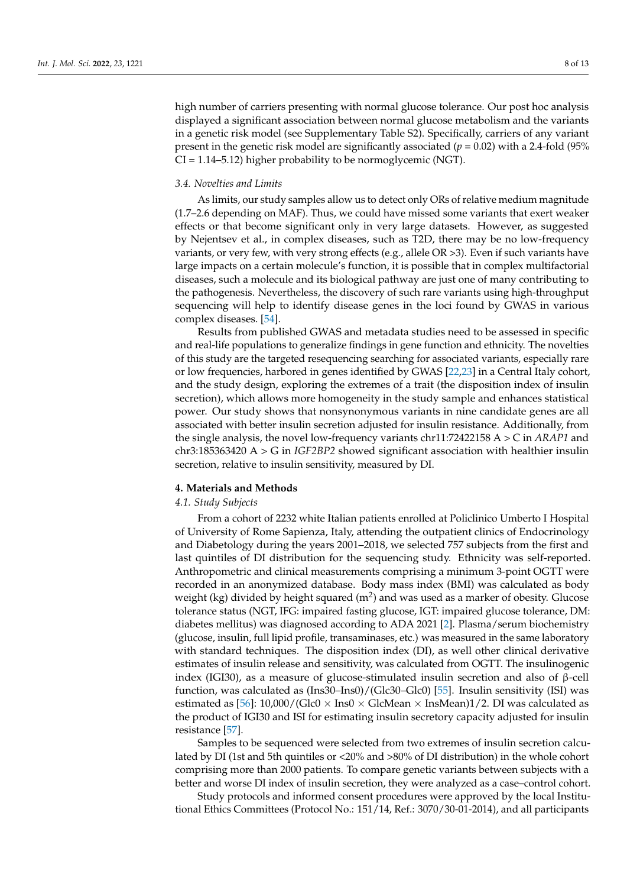high number of carriers presenting with normal glucose tolerance. Our post hoc analysis displayed a significant association between normal glucose metabolism and the variants in a genetic risk model (see Supplementary Table S2). Specifically, carriers of any variant present in the genetic risk model are significantly associated ($p = 0.02$) with a 2.4-fold (95% CI = 1.14–5.12) higher probability to be normoglycemic (NGT).

### *3.4. Novelties and Limits*

As limits, our study samples allow us to detect only ORs of relative medium magnitude (1.7–2.6 depending on MAF). Thus, we could have missed some variants that exert weaker effects or that become significant only in very large datasets. However, as suggested by Nejentsev et al., in complex diseases, such as T2D, there may be no low-frequency variants, or very few, with very strong effects (e.g., allele OR >3). Even if such variants have large impacts on a certain molecule's function, it is possible that in complex multifactorial diseases, such a molecule and its biological pathway are just one of many contributing to the pathogenesis. Nevertheless, the discovery of such rare variants using high-throughput sequencing will help to identify disease genes in the loci found by GWAS in various complex diseases. [54].

Results from published GWAS and metadata studies need to be assessed in specific and real-life populations to generalize findings in gene function and ethnicity. The novelties of this study are the targeted resequencing searching for associated variants, especially rare or low frequencies, harbored in genes identified by GWAS [22,23] in a Central Italy cohort, and the study design, exploring the extremes of a trait (the disposition index of insulin secretion), which allows more homogeneity in the study sample and enhances statistical power. Our study shows that nonsynonymous variants in nine candidate genes are all associated with better insulin secretion adjusted for insulin resistance. Additionally, from the single analysis, the novel low-frequency variants chr11:72422158 A > C in *ARAP1* and chr3:185363420 A > G in *IGF2BP2* showed significant association with healthier insulin secretion, relative to insulin sensitivity, measured by DI.

## **4. Materials and Methods**

### *4.1. Study Subjects*

From a cohort of 2232 white Italian patients enrolled at Policlinico Umberto I Hospital of University of Rome Sapienza, Italy, attending the outpatient clinics of Endocrinology and Diabetology during the years 2001–2018, we selected 757 subjects from the first and last quintiles of DI distribution for the sequencing study. Ethnicity was self-reported. Anthropometric and clinical measurements comprising a minimum 3-point OGTT were recorded in an anonymized database. Body mass index (BMI) was calculated as body weight (kg) divided by height squared ($m^2$) and was used as a marker of obesity. Glucose tolerance status (NGT, IFG: impaired fasting glucose, IGT: impaired glucose tolerance, DM: diabetes mellitus) was diagnosed according to ADA 2021 [2]. Plasma/serum biochemistry (glucose, insulin, full lipid profile, transaminases, etc.) was measured in the same laboratory with standard techniques. The disposition index (DI), as well other clinical derivative estimates of insulin release and sensitivity, was calculated from OGTT. The insulinogenic index (IGI30), as a measure of glucose-stimulated insulin secretion and also of β-cell function, was calculated as (Ins30–Ins0)/(Glc30–Glc0) [55]. Insulin sensitivity (ISI) was estimated as [56]: $10{,}000/(\text{Glc0} \times \text{Ins0} \times \text{GlcMean} \times \text{InsMean})1/2$. DI was calculated as the product of IGI30 and ISI for estimating insulin secretory capacity adjusted for insulin resistance [57].

Samples to be sequenced were selected from two extremes of insulin secretion calculated by DI (1st and 5th quintiles or <20% and >80% of DI distribution) in the whole cohort comprising more than 2000 patients. To compare genetic variants between subjects with a better and worse DI index of insulin secretion, they were analyzed as a case–control cohort.

Study protocols and informed consent procedures were approved by the local Institutional Ethics Committees (Protocol No.: 151/14, Ref.: 3070/30-01-2014), and all participants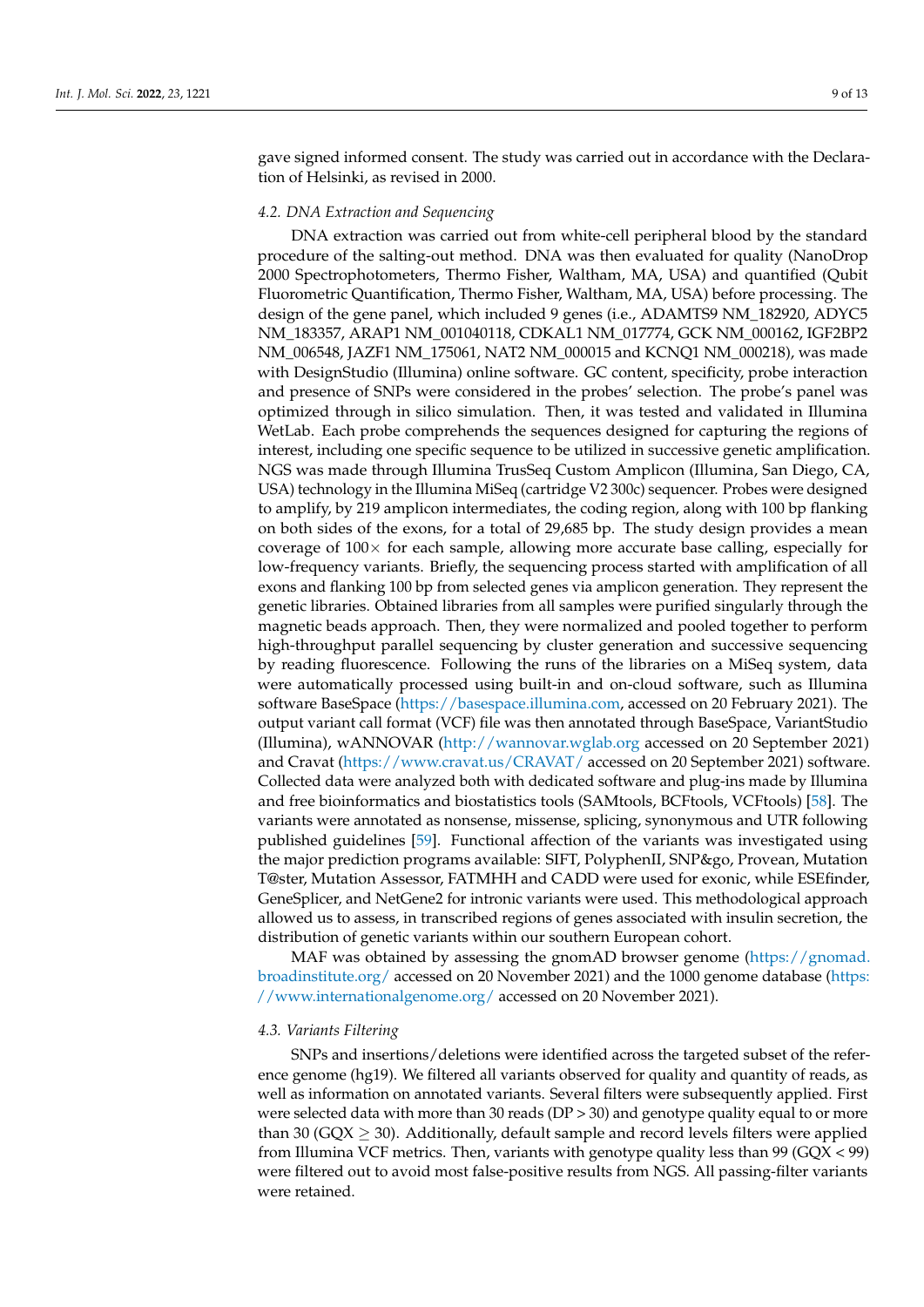gave signed informed consent. The study was carried out in accordance with the Declaration of Helsinki, as revised in 2000.

### 4.2. DNA Extraction and Sequencing

DNA extraction was carried out from white-cell peripheral blood by the standard procedure of the salting-out method. DNA was then evaluated for quality (NanoDrop 2000 Spectrophotometers, Thermo Fisher, Waltham, MA, USA) and quantified (Qubit Fluorometric Quantification, Thermo Fisher, Waltham, MA, USA) before processing. The design of the gene panel, which included 9 genes (i.e., ADAMTS9 NM_182920, ADYC5 NM_183357, ARAP1 NM_001040118, CDKAL1 NM_017774, GCK NM_000162, IGF2BP2 NM_006548, JAZF1 NM_175061, NAT2 NM_000015 and KCNQ1 NM_000218), was made with DesignStudio (Illumina) online software. GC content, specificity, probe interaction and presence of SNPs were considered in the probes' selection. The probe's panel was optimized through in silico simulation. Then, it was tested and validated in Illumina WetLab. Each probe comprehends the sequences designed for capturing the regions of interest, including one specific sequence to be utilized in successive genetic amplification. NGS was made through Illumina TrusSeq Custom Amplicon (Illumina, San Diego, CA, USA) technology in the Illumina MiSeq (cartridge V2 300c) sequencer. Probes were designed to amplify, by 219 amplicon intermediates, the coding region, along with 100 bp flanking on both sides of the exons, for a total of 29,685 bp. The study design provides a mean coverage of 100× for each sample, allowing more accurate base calling, especially for low-frequency variants. Briefly, the sequencing process started with amplification of all exons and flanking 100 bp from selected genes via amplicon generation. They represent the genetic libraries. Obtained libraries from all samples were purified singularly through the magnetic beads approach. Then, they were normalized and pooled together to perform high-throughput parallel sequencing by cluster generation and successive sequencing by reading fluorescence. Following the runs of the libraries on a MiSeq system, data were automatically processed using built-in and on-cloud software, such as Illumina software BaseSpace (https://basespace.illumina.com, accessed on 20 February 2021). The output variant call format (VCF) file was then annotated through BaseSpace, VariantStudio (Illumina), wANNOVAR (http://wannovar.wglab.org accessed on 20 September 2021) and Cravat (https://www.cravat.us/CRAVAT/ accessed on 20 September 2021) software. Collected data were analyzed both with dedicated software and plug-ins made by Illumina and free bioinformatics and biostatistics tools (SAMtools, BCFtools, VCFtools) [58]. The variants were annotated as nonsense, missense, splicing, synonymous and UTR following published guidelines [59]. Functional affection of the variants was investigated using the major prediction programs available: SIFT, PolyphenII, SNP&go, Provean, Mutation T@ster, Mutation Assessor, FATMHH and CADD were used for exonic, while ESEfinder, GeneSplicer, and NetGene2 for intronic variants were used. This methodological approach allowed us to assess, in transcribed regions of genes associated with insulin secretion, the distribution of genetic variants within our southern European cohort.

MAF was obtained by assessing the gnomAD browser genome (https://gnomad.broadinstitute.org/ accessed on 20 November 2021) and the 1000 genome database (https://www.internationalgenome.org/ accessed on 20 November 2021).

### 4.3. Variants Filtering

SNPs and insertions/deletions were identified across the targeted subset of the reference genome (hg19). We filtered all variants observed for quality and quantity of reads, as well as information on annotated variants. Several filters were subsequently applied. First were selected data with more than 30 reads (DP > 30) and genotype quality equal to or more than 30 (GQX $\geq$ 30). Additionally, default sample and record levels filters were applied from Illumina VCF metrics. Then, variants with genotype quality less than 99 (GQX < 99) were filtered out to avoid most false-positive results from NGS. All passing-filter variants were retained.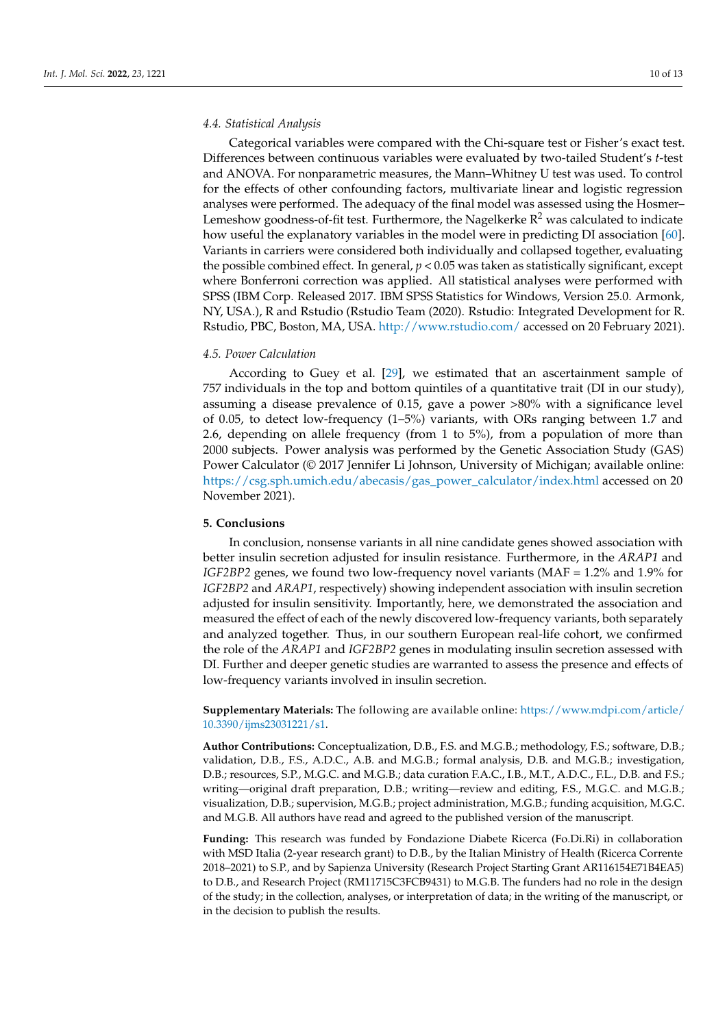### 4.4. Statistical Analysis

Categorical variables were compared with the Chi-square test or Fisher's exact test. Differences between continuous variables were evaluated by two-tailed Student's *t*-test and ANOVA. For nonparametric measures, the Mann–Whitney U test was used. To control for the effects of other confounding factors, multivariate linear and logistic regression analyses were performed. The adequacy of the final model was assessed using the Hosmer–Lemeshow goodness-of-fit test. Furthermore, the Nagelkerke $R^2$ was calculated to indicate how useful the explanatory variables in the model were in predicting DI association [60]. Variants in carriers were considered both individually and collapsed together, evaluating the possible combined effect. In general, $p < 0.05$ was taken as statistically significant, except where Bonferroni correction was applied. All statistical analyses were performed with SPSS (IBM Corp. Released 2017. IBM SPSS Statistics for Windows, Version 25.0. Armonk, NY, USA.), R and Rstudio (Rstudio Team (2020). Rstudio: Integrated Development for R. Rstudio, PBC, Boston, MA, USA. http://www.rstudio.com/ accessed on 20 February 2021).

### 4.5. Power Calculation

According to Guey et al. [29], we estimated that an ascertainment sample of 757 individuals in the top and bottom quintiles of a quantitative trait (DI in our study), assuming a disease prevalence of 0.15, gave a power >80% with a significance level of 0.05, to detect low-frequency (1–5%) variants, with ORs ranging between 1.7 and 2.6, depending on allele frequency (from 1 to 5%), from a population of more than 2000 subjects. Power analysis was performed by the Genetic Association Study (GAS) Power Calculator (© 2017 Jennifer Li Johnson, University of Michigan; available online: https://csg.sph.umich.edu/abecasis/gas_power_calculator/index.html accessed on 20 November 2021).

## 5. Conclusions

In conclusion, nonsense variants in all nine candidate genes showed association with better insulin secretion adjusted for insulin resistance. Furthermore, in the *ARAP1* and *IGF2BP2* genes, we found two low-frequency novel variants (MAF = 1.2% and 1.9% for *IGF2BP2* and *ARAP1*, respectively) showing independent association with insulin secretion adjusted for insulin sensitivity. Importantly, here, we demonstrated the association and measured the effect of each of the newly discovered low-frequency variants, both separately and analyzed together. Thus, in our southern European real-life cohort, we confirmed the role of the *ARAP1* and *IGF2BP2* genes in modulating insulin secretion assessed with DI. Further and deeper genetic studies are warranted to assess the presence and effects of low-frequency variants involved in insulin secretion.

**Supplementary Materials:** The following are available online: https://www.mdpi.com/article/10.3390/ijms23031221/s1.

**Author Contributions:** Conceptualization, D.B., F.S. and M.G.B.; methodology, F.S.; software, D.B.; validation, D.B., F.S., A.D.C., A.B. and M.G.B.; formal analysis, D.B. and M.G.B.; investigation, D.B.; resources, S.P., M.G.C. and M.G.B.; data curation F.A.C., I.B., M.T., A.D.C., F.L., D.B. and F.S.; writing—original draft preparation, D.B.; writing—review and editing, F.S., M.G.C. and M.G.B.; visualization, D.B.; supervision, M.G.B.; project administration, M.G.B.; funding acquisition, M.G.C. and M.G.B. All authors have read and agreed to the published version of the manuscript.

**Funding:** This research was funded by Fondazione Diabete Ricerca (Fo.Di.Ri) in collaboration with MSD Italia (2-year research grant) to D.B., by the Italian Ministry of Health (Ricerca Corrente 2018–2021) to S.P., and by Sapienza University (Research Project Starting Grant AR116154E71B4EA5) to D.B., and Research Project (RM11715C3FCB9431) to M.G.B. The funders had no role in the design of the study; in the collection, analyses, or interpretation of data; in the writing of the manuscript, or in the decision to publish the results.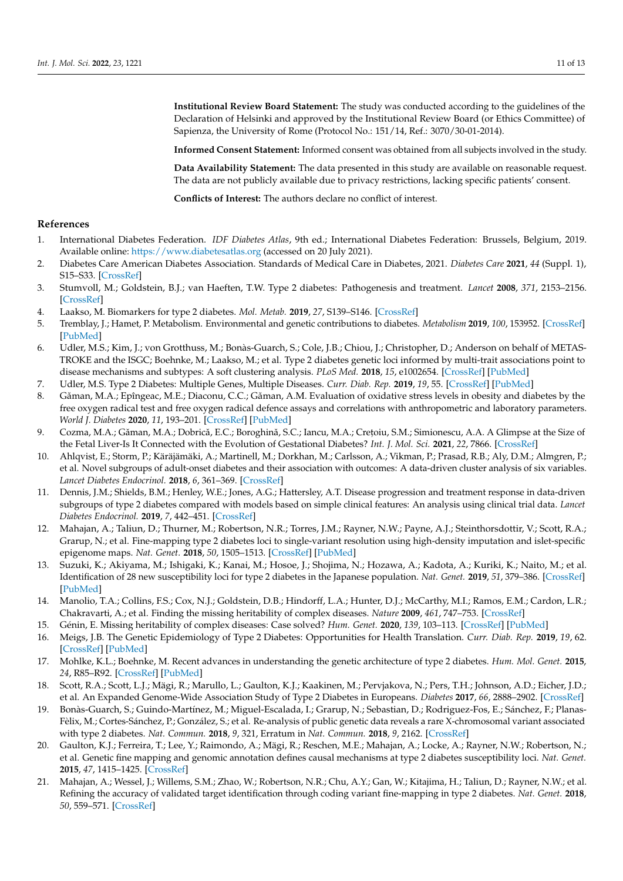**Institutional Review Board Statement:** The study was conducted according to the guidelines of the Declaration of Helsinki and approved by the Institutional Review Board (or Ethics Committee) of Sapienza, the University of Rome (Protocol No.: 151/14, Ref.: 3070/30-01-2014).

**Informed Consent Statement:** Informed consent was obtained from all subjects involved in the study.

**Data Availability Statement:** The data presented in this study are available on reasonable request. The data are not publicly available due to privacy restrictions, lacking specific patients' consent.

**Conflicts of Interest:** The authors declare no conflict of interest.

## References

1. International Diabetes Federation. *IDF Diabetes Atlas*, 9th ed.; International Diabetes Federation: Brussels, Belgium, 2019. Available online: https://www.diabetesatlas.org (accessed on 20 July 2021).
2. Diabetes Care American Diabetes Association. Standards of Medical Care in Diabetes, 2021. *Diabetes Care* **2021**, *44* (Suppl. 1), S15–S33. [CrossRef]
3. Stumvoll, M.; Goldstein, B.J.; van Haeften, T.W. Type 2 diabetes: Pathogenesis and treatment. *Lancet* **2008**, *371*, 2153–2156. [CrossRef]
4. Laakso, M. Biomarkers for type 2 diabetes. *Mol. Metab.* **2019**, *27*, S139–S146. [CrossRef]
5. Tremblay, J.; Hamet, P. Metabolism. Environmental and genetic contributions to diabetes. *Metabolism* **2019**, *100*, 153952. [CrossRef] [PubMed]
6. Udler, M.S.; Kim, J.; von Grotthuss, M.; Bonàs-Guarch, S.; Cole, J.B.; Chiou, J.; Christopher, D.; Anderson on behalf of METASTROKE and the ISGC; Boehnke, M.; Laakso, M.; et al. Type 2 diabetes genetic loci informed by multi-trait associations point to disease mechanisms and subtypes: A soft clustering analysis. *PLoS Med.* **2018**, *15*, e1002654. [CrossRef] [PubMed]
7. Udler, M.S. Type 2 Diabetes: Multiple Genes, Multiple Diseases. *Curr. Diab. Rep.* **2019**, *19*, 55. [CrossRef] [PubMed]
8. Găman, M.A.; Epîngeac, M.E.; Diaconu, C.C.; Găman, A.M. Evaluation of oxidative stress levels in obesity and diabetes by the free oxygen radical test and free oxygen radical defence assays and correlations with anthropometric and laboratory parameters. *World J. Diabetes* **2020**, *11*, 193–201. [CrossRef] [PubMed]
9. Cozma, M.A.; Găman, M.A.; Dobrică, E.C.; Boroghină, S.C.; Iancu, M.A.; Crețoiu, S.M.; Simionescu, A.A. A Glimpse at the Size of the Fetal Liver-Is It Connected with the Evolution of Gestational Diabetes? *Int. J. Mol. Sci.* **2021**, *22*, 7866. [CrossRef]
10. Ahlqvist, E.; Storm, P.; Käräjämäki, A.; Martinell, M.; Dorkhan, M.; Carlsson, A.; Vikman, P.; Prasad, R.B.; Aly, D.M.; Almgren, P.; et al. Novel subgroups of adult-onset diabetes and their association with outcomes: A data-driven cluster analysis of six variables. *Lancet Diabetes Endocrinol.* **2018**, *6*, 361–369. [CrossRef]
11. Dennis, J.M.; Shields, B.M.; Henley, W.E.; Jones, A.G.; Hattersley, A.T. Disease progression and treatment response in data-driven subgroups of type 2 diabetes compared with models based on simple clinical features: An analysis using clinical trial data. *Lancet Diabetes Endocrinol.* **2019**, *7*, 442–451. [CrossRef]
12. Mahajan, A.; Taliun, D.; Thurner, M.; Robertson, N.R.; Torres, J.M.; Rayner, N.W.; Payne, A.J.; Steinthorsdottir, V.; Scott, R.A.; Grarup, N.; et al. Fine-mapping type 2 diabetes loci to single-variant resolution using high-density imputation and islet-specific epigenome maps. *Nat. Genet.* **2018**, *50*, 1505–1513. [CrossRef] [PubMed]
13. Suzuki, K.; Akiyama, M.; Ishigaki, K.; Kanai, M.; Hosoe, J.; Shojima, N.; Hozawa, A.; Kadota, A.; Kuriki, K.; Naito, M.; et al. Identification of 28 new susceptibility loci for type 2 diabetes in the Japanese population. *Nat. Genet.* **2019**, *51*, 379–386. [CrossRef] [PubMed]
14. Manolio, T.A.; Collins, F.S.; Cox, N.J.; Goldstein, D.B.; Hindorff, L.A.; Hunter, D.J.; McCarthy, M.I.; Ramos, E.M.; Cardon, L.R.; Chakravarti, A.; et al. Finding the missing heritability of complex diseases. *Nature* **2009**, *461*, 747–753. [CrossRef]
15. Génin, E. Missing heritability of complex diseases: Case solved? *Hum. Genet.* **2020**, *139*, 103–113. [CrossRef] [PubMed]
16. Meigs, J.B. The Genetic Epidemiology of Type 2 Diabetes: Opportunities for Health Translation. *Curr. Diab. Rep.* **2019**, *19*, 62. [CrossRef] [PubMed]
17. Mohlke, K.L.; Boehnke, M. Recent advances in understanding the genetic architecture of type 2 diabetes. *Hum. Mol. Genet.* **2015**, *24*, R85–R92. [CrossRef] [PubMed]
18. Scott, R.A.; Scott, L.J.; Mägi, R.; Marullo, L.; Gaulton, K.J.; Kaakinen, M.; Pervjakova, N.; Pers, T.H.; Johnson, A.D.; Eicher, J.D.; et al. An Expanded Genome-Wide Association Study of Type 2 Diabetes in Europeans. *Diabetes* **2017**, *66*, 2888–2902. [CrossRef]
19. Bonàs-Guarch, S.; Guindo-Martínez, M.; Miguel-Escalada, I.; Grarup, N.; Sebastian, D.; Rodriguez-Fos, E.; Sánchez, F.; Planas-Fèlix, M.; Cortes-Sánchez, P.; González, S.; et al. Re-analysis of public genetic data reveals a rare X-chromosomal variant associated with type 2 diabetes. *Nat. Commun.* **2018**, *9*, 321, Erratum in *Nat. Commun.* **2018**, *9*, 2162. [CrossRef]
20. Gaulton, K.J.; Ferreira, T.; Lee, Y.; Raimondo, A.; Mägi, R.; Reschen, M.E.; Mahajan, A.; Locke, A.; Rayner, N.W.; Robertson, N.; et al. Genetic fine mapping and genomic annotation defines causal mechanisms at type 2 diabetes susceptibility loci. *Nat. Genet.* **2015**, *47*, 1415–1425. [CrossRef]
21. Mahajan, A.; Wessel, J.; Willems, S.M.; Zhao, W.; Robertson, N.R.; Chu, A.Y.; Gan, W.; Kitajima, H.; Taliun, D.; Rayner, N.W.; et al. Refining the accuracy of validated target identification through coding variant fine-mapping in type 2 diabetes. *Nat. Genet.* **2018**, *50*, 559–571. [CrossRef]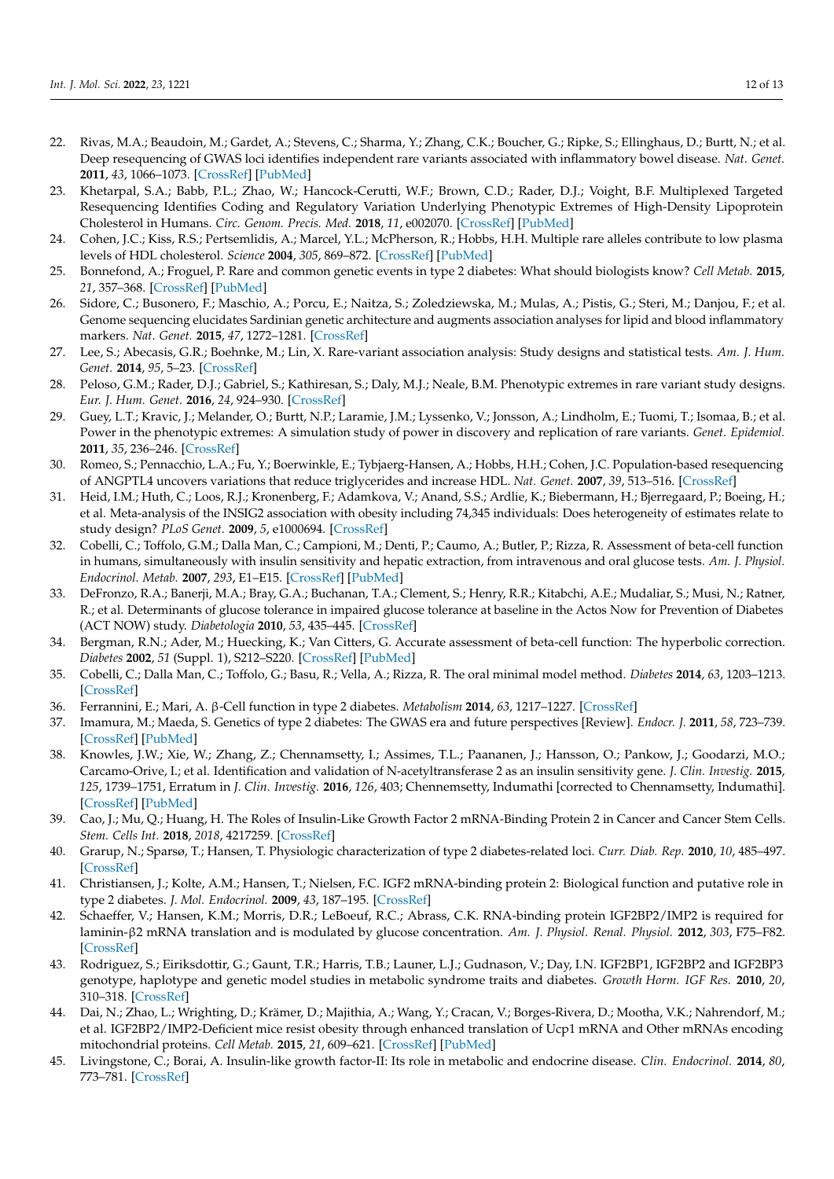22. Rivas, M.A.; Beaudoin, M.; Gardet, A.; Stevens, C.; Sharma, Y.; Zhang, C.K.; Boucher, G.; Ripke, S.; Ellinghaus, D.; Burtt, N.; et al. Deep resequencing of GWAS loci identifies independent rare variants associated with inflammatory bowel disease. *Nat. Genet.* **2011**, *43*, 1066–1073. [CrossRef] [PubMed]
23. Khetarpal, S.A.; Babb, P.L.; Zhao, W.; Hancock-Cerutti, W.F.; Brown, C.D.; Rader, D.J.; Voight, B.F. Multiplexed Targeted Resequencing Identifies Coding and Regulatory Variation Underlying Phenotypic Extremes of High-Density Lipoprotein Cholesterol in Humans. *Circ. Genom. Precis. Med.* **2018**, *11*, e002070. [CrossRef] [PubMed]
24. Cohen, J.C.; Kiss, R.S.; Pertsemlidis, A.; Marcel, Y.L.; McPherson, R.; Hobbs, H.H. Multiple rare alleles contribute to low plasma levels of HDL cholesterol. *Science* **2004**, *305*, 869–872. [CrossRef] [PubMed]
25. Bonnefond, A.; Froguel, P. Rare and common genetic events in type 2 diabetes: What should biologists know? *Cell Metab.* **2015**, *21*, 357–368. [CrossRef] [PubMed]
26. Sidore, C.; Busonero, F.; Maschio, A.; Porcu, E.; Naitza, S.; Zoledziewska, M.; Mulas, A.; Pistis, G.; Steri, M.; Danjou, F.; et al. Genome sequencing elucidates Sardinian genetic architecture and augments association analyses for lipid and blood inflammatory markers. *Nat. Genet.* **2015**, *47*, 1272–1281. [CrossRef]
27. Lee, S.; Abecasis, G.R.; Boehnke, M.; Lin, X. Rare-variant association analysis: Study designs and statistical tests. *Am. J. Hum. Genet.* **2014**, *95*, 5–23. [CrossRef]
28. Peloso, G.M.; Rader, D.J.; Gabriel, S.; Kathiresan, S.; Daly, M.J.; Neale, B.M. Phenotypic extremes in rare variant study designs. *Eur. J. Hum. Genet.* **2016**, *24*, 924–930. [CrossRef]
29. Guey, L.T.; Kravic, J.; Melander, O.; Burtt, N.P.; Laramie, J.M.; Lyssenko, V.; Jonsson, A.; Lindholm, E.; Tuomi, T.; Isomaa, B.; et al. Power in the phenotypic extremes: A simulation study of power in discovery and replication of rare variants. *Genet. Epidemiol.* **2011**, *35*, 236–246. [CrossRef]
30. Romeo, S.; Pennacchio, L.A.; Fu, Y.; Boerwinkle, E.; Tybjaerg-Hansen, A.; Hobbs, H.H.; Cohen, J.C. Population-based resequencing of ANGPTL4 uncovers variations that reduce triglycerides and increase HDL. *Nat. Genet.* **2007**, *39*, 513–516. [CrossRef]
31. Heid, I.M.; Huth, C.; Loos, R.J.; Kronenberg, F.; Adamkova, V.; Anand, S.S.; Ardlie, K.; Biebermann, H.; Bjerregaard, P.; Boeing, H.; et al. Meta-analysis of the INSIG2 association with obesity including 74,345 individuals: Does heterogeneity of estimates relate to study design? *PLoS Genet.* **2009**, *5*, e1000694. [CrossRef]
32. Cobelli, C.; Toffolo, G.M.; Dalla Man, C.; Campioni, M.; Denti, P.; Caumo, A.; Butler, P.; Rizza, R. Assessment of beta-cell function in humans, simultaneously with insulin sensitivity and hepatic extraction, from intravenous and oral glucose tests. *Am. J. Physiol. Endocrinol. Metab.* **2007**, *293*, E1–E15. [CrossRef] [PubMed]
33. DeFronzo, R.A.; Banerji, M.A.; Bray, G.A.; Buchanan, T.A.; Clement, S.; Henry, R.R.; Kitabchi, A.E.; Mudaliar, S.; Musi, N.; Ratner, R.; et al. Determinants of glucose tolerance in impaired glucose tolerance at baseline in the Actos Now for Prevention of Diabetes (ACT NOW) study. *Diabetologia* **2010**, *53*, 435–445. [CrossRef]
34. Bergman, R.N.; Ader, M.; Huecking, K.; Van Citters, G. Accurate assessment of beta-cell function: The hyperbolic correction. *Diabetes* **2002**, *51* (Suppl. 1), S212–S220. [CrossRef] [PubMed]
35. Cobelli, C.; Dalla Man, C.; Toffolo, G.; Basu, R.; Vella, A.; Rizza, R. The oral minimal model method. *Diabetes* **2014**, *63*, 1203–1213. [CrossRef]
36. Ferrannini, E.; Mari, A. β-Cell function in type 2 diabetes. *Metabolism* **2014**, *63*, 1217–1227. [CrossRef]
37. Imamura, M.; Maeda, S. Genetics of type 2 diabetes: The GWAS era and future perspectives [Review]. *Endocr. J.* **2011**, *58*, 723–739. [CrossRef] [PubMed]
38. Knowles, J.W.; Xie, W.; Zhang, Z.; Chennamsetty, I.; Assimes, T.L.; Paananen, J.; Hansson, O.; Pankow, J.; Goodarzi, M.O.; Carcamo-Orive, I.; et al. Identification and validation of N-acetyltransferase 2 as an insulin sensitivity gene. *J. Clin. Investig.* **2015**, *125*, 1739–1751, Erratum in *J. Clin. Investig.* **2016**, *126*, 403; Chennemsetty, Indumathi [corrected to Chennamsetty, Indumathi]. [CrossRef] [PubMed]
39. Cao, J.; Mu, Q.; Huang, H. The Roles of Insulin-Like Growth Factor 2 mRNA-Binding Protein 2 in Cancer and Cancer Stem Cells. *Stem. Cells Int.* **2018**, *2018*, 4217259. [CrossRef]
40. Grarup, N.; Sparsø, T.; Hansen, T. Physiologic characterization of type 2 diabetes-related loci. *Curr. Diab. Rep.* **2010**, *10*, 485–497. [CrossRef]
41. Christiansen, J.; Kolte, A.M.; Hansen, T.; Nielsen, F.C. IGF2 mRNA-binding protein 2: Biological function and putative role in type 2 diabetes. *J. Mol. Endocrinol.* **2009**, *43*, 187–195. [CrossRef]
42. Schaeffer, V.; Hansen, K.M.; Morris, D.R.; LeBoeuf, R.C.; Abrass, C.K. RNA-binding protein IGF2BP2/IMP2 is required for laminin-β2 mRNA translation and is modulated by glucose concentration. *Am. J. Physiol. Renal. Physiol.* **2012**, *303*, F75–F82. [CrossRef]
43. Rodriguez, S.; Eiriksdottir, G.; Gaunt, T.R.; Harris, T.B.; Launer, L.J.; Gudnason, V.; Day, I.N. IGF2BP1, IGF2BP2 and IGF2BP3 genotype, haplotype and genetic model studies in metabolic syndrome traits and diabetes. *Growth Horm. IGF Res.* **2010**, *20*, 310–318. [CrossRef]
44. Dai, N.; Zhao, L.; Wrighting, D.; Krämer, D.; Majithia, A.; Wang, Y.; Cracan, V.; Borges-Rivera, D.; Mootha, V.K.; Nahrendorf, M.; et al. IGF2BP2/IMP2-Deficient mice resist obesity through enhanced translation of Ucp1 mRNA and Other mRNAs encoding mitochondrial proteins. *Cell Metab.* **2015**, *21*, 609–621. [CrossRef] [PubMed]
45. Livingstone, C.; Borai, A. Insulin-like growth factor-II: Its role in metabolic and endocrine disease. *Clin. Endocrinol.* **2014**, *80*, 773–781. [CrossRef]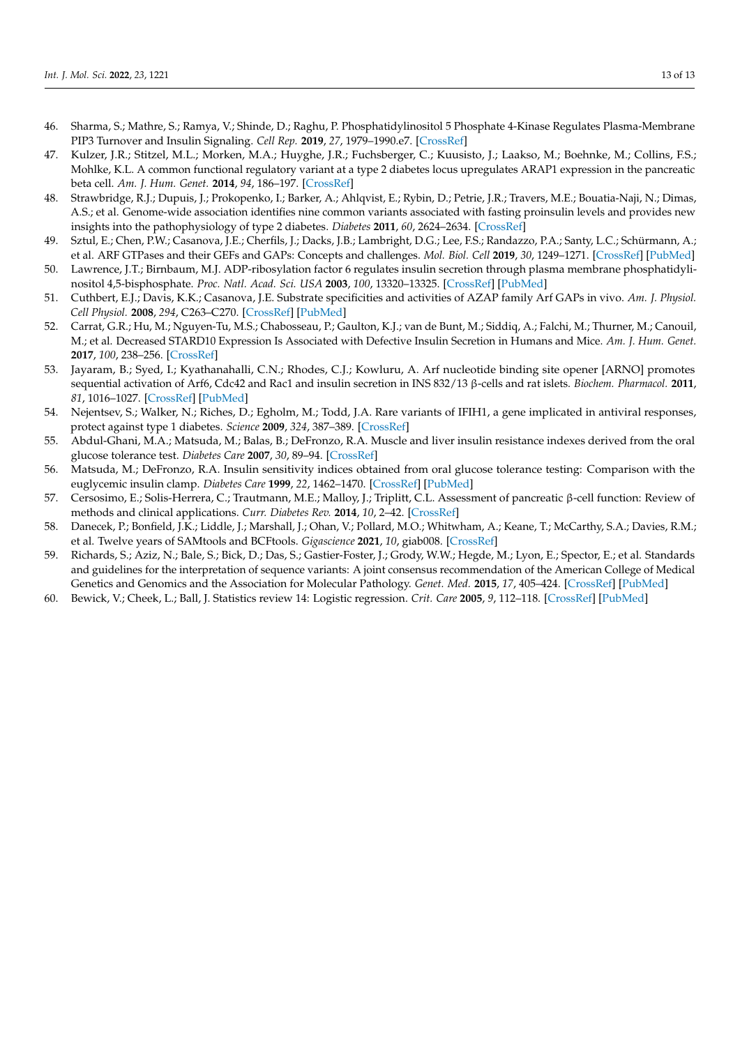46. Sharma, S.; Mathre, S.; Ramya, V.; Shinde, D.; Raghu, P. Phosphatidylinositol 5 Phosphate 4-Kinase Regulates Plasma-Membrane PIP3 Turnover and Insulin Signaling. *Cell Rep.* **2019**, *27*, 1979–1990.e7. [CrossRef]
47. Kulzer, J.R.; Stitzel, M.L.; Morken, M.A.; Huyghe, J.R.; Fuchsberger, C.; Kuusisto, J.; Laakso, M.; Boehnke, M.; Collins, F.S.; Mohlke, K.L. A common functional regulatory variant at a type 2 diabetes locus upregulates ARAP1 expression in the pancreatic beta cell. *Am. J. Hum. Genet.* **2014**, *94*, 186–197. [CrossRef]
48. Strawbridge, R.J.; Dupuis, J.; Prokopenko, I.; Barker, A.; Ahlqvist, E.; Rybin, D.; Petrie, J.R.; Travers, M.E.; Bouatia-Naji, N.; Dimas, A.S.; et al. Genome-wide association identifies nine common variants associated with fasting proinsulin levels and provides new insights into the pathophysiology of type 2 diabetes. *Diabetes* **2011**, *60*, 2624–2634. [CrossRef]
49. Sztul, E.; Chen, P.W.; Casanova, J.E.; Cherfils, J.; Dacks, J.B.; Lambright, D.G.; Lee, F.S.; Randazzo, P.A.; Santy, L.C.; Schürmann, A.; et al. ARF GTPases and their GEFs and GAPs: Concepts and challenges. *Mol. Biol. Cell* **2019**, *30*, 1249–1271. [CrossRef] [PubMed]
50. Lawrence, J.T.; Birnbaum, M.J. ADP-ribosylation factor 6 regulates insulin secretion through plasma membrane phosphatidylinositol 4,5-bisphosphate. *Proc. Natl. Acad. Sci. USA* **2003**, *100*, 13320–13325. [CrossRef] [PubMed]
51. Cuthbert, E.J.; Davis, K.K.; Casanova, J.E. Substrate specificities and activities of AZAP family Arf GAPs in vivo. *Am. J. Physiol. Cell Physiol.* **2008**, *294*, C263–C270. [CrossRef] [PubMed]
52. Carrat, G.R.; Hu, M.; Nguyen-Tu, M.S.; Chabosseau, P.; Gaulton, K.J.; van de Bunt, M.; Siddiq, A.; Falchi, M.; Thurner, M.; Canouil, M.; et al. Decreased STARD10 Expression Is Associated with Defective Insulin Secretion in Humans and Mice. *Am. J. Hum. Genet.* **2017**, *100*, 238–256. [CrossRef]
53. Jayaram, B.; Syed, I.; Kyathanahalli, C.N.; Rhodes, C.J.; Kowluru, A. Arf nucleotide binding site opener [ARNO] promotes sequential activation of Arf6, Cdc42 and Rac1 and insulin secretion in INS 832/13 β-cells and rat islets. *Biochem. Pharmacol.* **2011**, *81*, 1016–1027. [CrossRef] [PubMed]
54. Nejentsev, S.; Walker, N.; Riches, D.; Egholm, M.; Todd, J.A. Rare variants of IFIH1, a gene implicated in antiviral responses, protect against type 1 diabetes. *Science* **2009**, *324*, 387–389. [CrossRef]
55. Abdul-Ghani, M.A.; Matsuda, M.; Balas, B.; DeFronzo, R.A. Muscle and liver insulin resistance indexes derived from the oral glucose tolerance test. *Diabetes Care* **2007**, *30*, 89–94. [CrossRef]
56. Matsuda, M.; DeFronzo, R.A. Insulin sensitivity indices obtained from oral glucose tolerance testing: Comparison with the euglycemic insulin clamp. *Diabetes Care* **1999**, *22*, 1462–1470. [CrossRef] [PubMed]
57. Cersosimo, E.; Solis-Herrera, C.; Trautmann, M.E.; Malloy, J.; Triplitt, C.L. Assessment of pancreatic β-cell function: Review of methods and clinical applications. *Curr. Diabetes Rev.* **2014**, *10*, 2–42. [CrossRef]
58. Danecek, P.; Bonfield, J.K.; Liddle, J.; Marshall, J.; Ohan, V.; Pollard, M.O.; Whitwham, A.; Keane, T.; McCarthy, S.A.; Davies, R.M.; et al. Twelve years of SAMtools and BCFtools. *Gigascience* **2021**, *10*, giab008. [CrossRef]
59. Richards, S.; Aziz, N.; Bale, S.; Bick, D.; Das, S.; Gastier-Foster, J.; Grody, W.W.; Hegde, M.; Lyon, E.; Spector, E.; et al. Standards and guidelines for the interpretation of sequence variants: A joint consensus recommendation of the American College of Medical Genetics and Genomics and the Association for Molecular Pathology. *Genet. Med.* **2015**, *17*, 405–424. [CrossRef] [PubMed]
60. Bewick, V.; Cheek, L.; Ball, J. Statistics review 14: Logistic regression. *Crit. Care* **2005**, *9*, 112–118. [CrossRef] [PubMed]